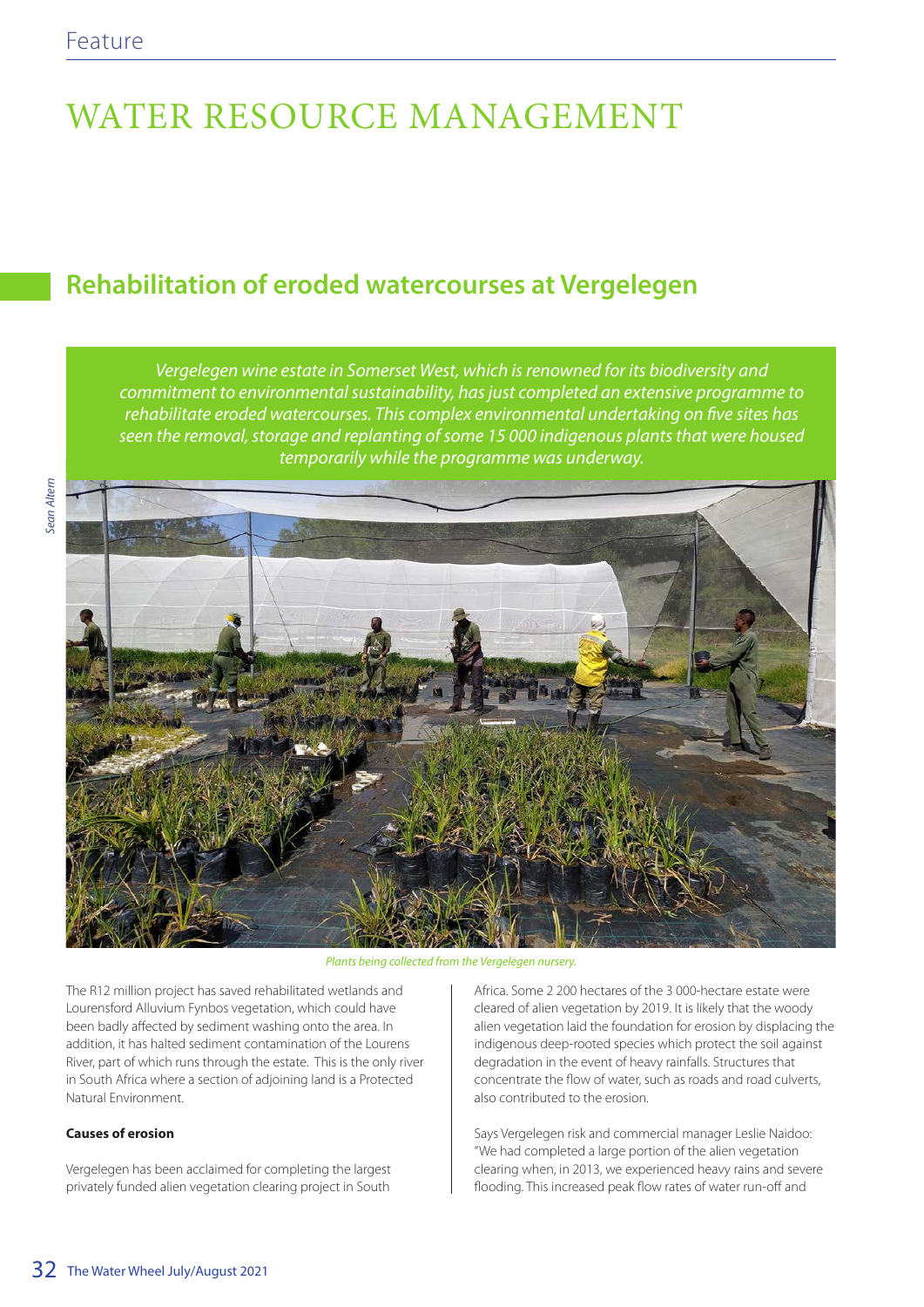# WATER RESOURCE MANAGEMENT

## Rehabilitation of eroded watercourses at Vergelegen

*Vergelegen wine estate in Somerset West, which is renowned for its biodiversity and commitment to environmental sustainability, has just completed an extensive programme to rehabilitate eroded watercourses. This complex environmental undertaking on five sites has seen the removal, storage and replanting of some 15 000 indigenous plants that were housed temporarily while the programme was underway.*

*Sean Altern*

*Plants being collected from the Vergelegen nursery.*

The R12 million project has saved rehabilitated wetlands and Lourensford Alluvium Fynbos vegetation, which could have been badly affected by sediment washing onto the area. In addition, it has halted sediment contamination of the Lourens River, part of which runs through the estate. This is the only river in South Africa where a section of adjoining land is a Protected Natural Environment.

**Causes of erosion**

Vergelegen has been acclaimed for completing the largest privately funded alien vegetation clearing project in South Africa. Some 2 200 hectares of the 3 000-hectare estate were cleared of alien vegetation by 2019. It is likely that the woody alien vegetation laid the foundation for erosion by displacing the indigenous deep-rooted species which protect the soil against degradation in the event of heavy rainfalls. Structures that concentrate the flow of water, such as roads and road culverts, also contributed to the erosion.

Says Vergelegen risk and commercial manager Leslie Naidoo: "We had completed a large portion of the alien vegetation clearing when, in 2013, we experienced heavy rains and severe flooding. This increased peak flow rates of water run-off and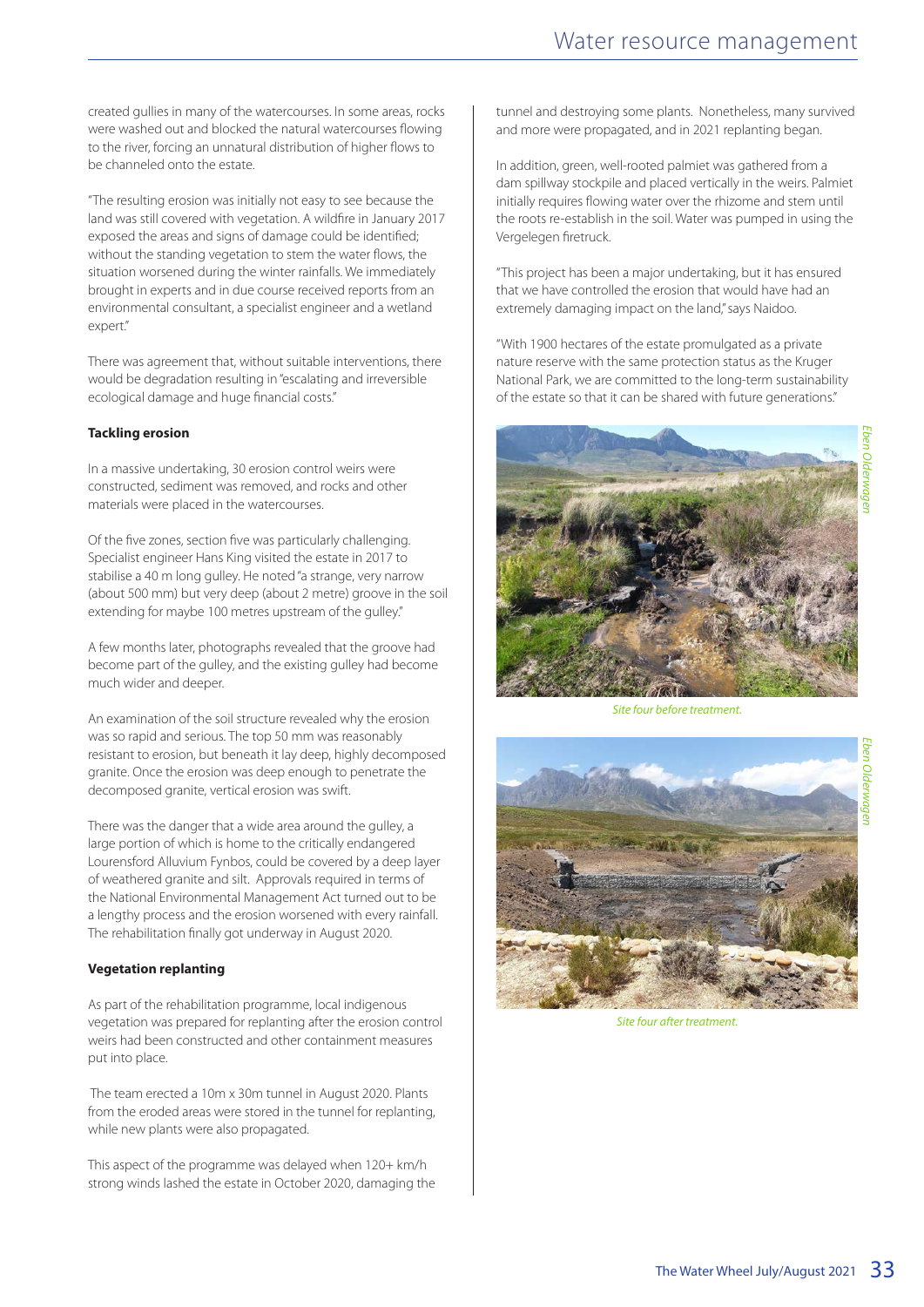created gullies in many of the watercourses. In some areas, rocks were washed out and blocked the natural watercourses flowing to the river, forcing an unnatural distribution of higher flows to be channeled onto the estate.

"The resulting erosion was initially not easy to see because the land was still covered with vegetation. A wildfire in January 2017 exposed the areas and signs of damage could be identified; without the standing vegetation to stem the water flows, the situation worsened during the winter rainfalls. We immediately brought in experts and in due course received reports from an environmental consultant, a specialist engineer and a wetland expert."

There was agreement that, without suitable interventions, there would be degradation resulting in "escalating and irreversible ecological damage and huge financial costs."

**Tackling erosion**

In a massive undertaking, 30 erosion control weirs were constructed, sediment was removed, and rocks and other materials were placed in the watercourses.

Of the five zones, section five was particularly challenging. Specialist engineer Hans King visited the estate in 2017 to stabilise a 40 m long gulley. He noted "a strange, very narrow (about 500 mm) but very deep (about 2 metre) groove in the soil extending for maybe 100 metres upstream of the gulley."

A few months later, photographs revealed that the groove had become part of the gulley, and the existing gulley had become much wider and deeper.

An examination of the soil structure revealed why the erosion was so rapid and serious. The top 50 mm was reasonably resistant to erosion, but beneath it lay deep, highly decomposed granite. Once the erosion was deep enough to penetrate the decomposed granite, vertical erosion was swift.

There was the danger that a wide area around the gulley, a large portion of which is home to the critically endangered Lourensford Alluvium Fynbos, could be covered by a deep layer of weathered granite and silt. Approvals required in terms of the National Environmental Management Act turned out to be a lengthy process and the erosion worsened with every rainfall. The rehabilitation finally got underway in August 2020.

**Vegetation replanting**

As part of the rehabilitation programme, local indigenous vegetation was prepared for replanting after the erosion control weirs had been constructed and other containment measures put into place.

The team erected a 10m x 30m tunnel in August 2020. Plants from the eroded areas were stored in the tunnel for replanting, while new plants were also propagated.

This aspect of the programme was delayed when 120+ km/h strong winds lashed the estate in October 2020, damaging the tunnel and destroying some plants. Nonetheless, many survived and more were propagated, and in 2021 replanting began.

In addition, green, well-rooted palmiet was gathered from a dam spillway stockpile and placed vertically in the weirs. Palmiet initially requires flowing water over the rhizome and stem until the roots re-establish in the soil. Water was pumped in using the Vergelegen firetruck.

"This project has been a major undertaking, but it has ensured that we have controlled the erosion that would have had an extremely damaging impact on the land," says Naidoo.

"With 1900 hectares of the estate promulgated as a private nature reserve with the same protection status as the Kruger National Park, we are committed to the long-term sustainability of the estate so that it can be shared with future generations."

Eben Olderwagen

*Site four before treatment.*

Eben Olderwagen

*Site four after treatment.*